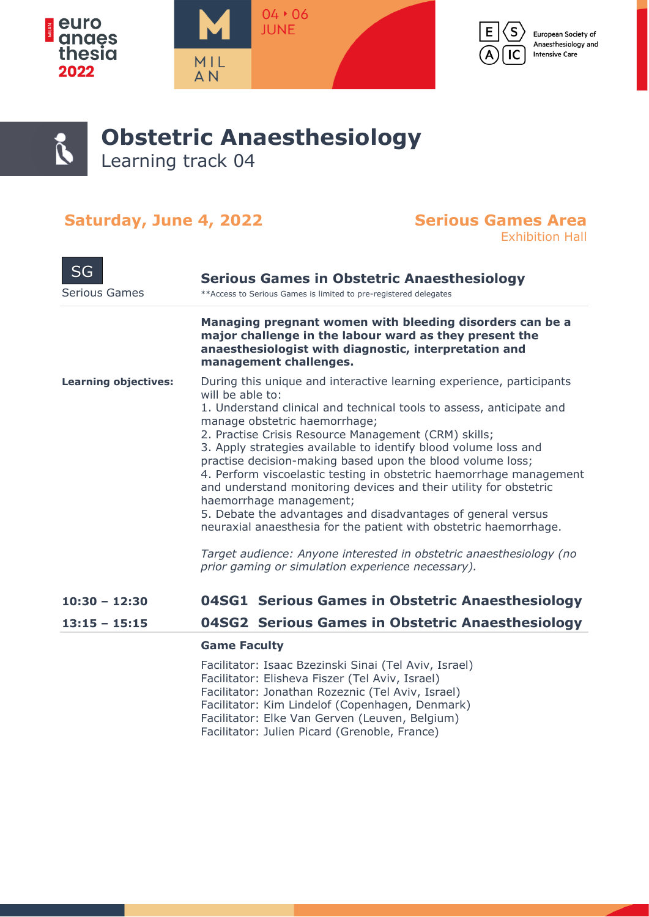# Obstetric Anaesthesiology

Learning track 04

## Saturday, June 4, 2022

**Serious Games Area**
Exhibition Hall

SG
Serious Games

### Serious Games in Obstetric Anaesthesiology

**Access to Serious Games is limited to pre-registered delegates

**Managing pregnant women with bleeding disorders can be a major challenge in the labour ward as they present the anaesthesiologist with diagnostic, interpretation and management challenges.**

**Learning objectives:**

During this unique and interactive learning experience, participants will be able to:

1. Understand clinical and technical tools to assess, anticipate and manage obstetric haemorrhage;
2. Practise Crisis Resource Management (CRM) skills;
3. Apply strategies available to identify blood volume loss and practise decision-making based upon the blood volume loss;
4. Perform viscoelastic testing in obstetric haemorrhage management and understand monitoring devices and their utility for obstetric haemorrhage management;
5. Debate the advantages and disadvantages of general versus neuraxial anaesthesia for the patient with obstetric haemorrhage.

*Target audience: Anyone interested in obstetric anaesthesiology (no prior gaming or simulation experience necessary).*

**10:30 – 12:30** **04SG1 Serious Games in Obstetric Anaesthesiology**

**13:15 – 15:15** **04SG2 Serious Games in Obstetric Anaesthesiology**

**Game Faculty**

Facilitator: Isaac Bzezinski Sinai (Tel Aviv, Israel)
Facilitator: Elisheva Fiszer (Tel Aviv, Israel)
Facilitator: Jonathan Rozeznic (Tel Aviv, Israel)
Facilitator: Kim Lindelof (Copenhagen, Denmark)
Facilitator: Elke Van Gerven (Leuven, Belgium)
Facilitator: Julien Picard (Grenoble, France)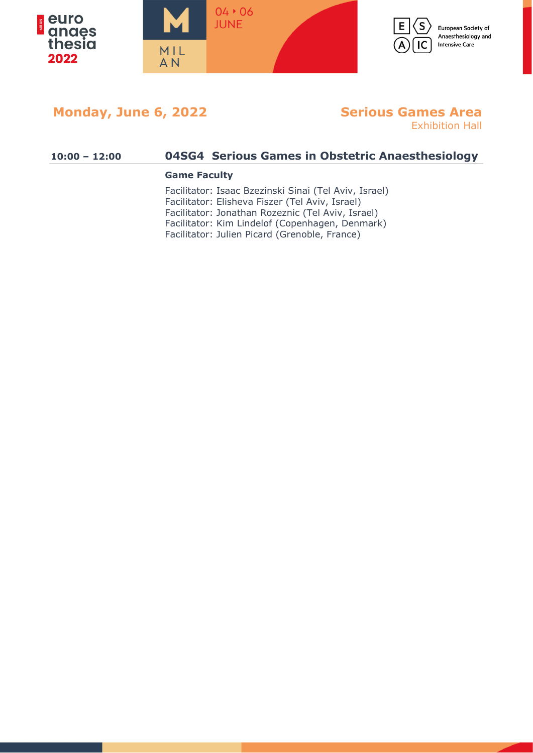## Monday, June 6, 2022

**Serious Games Area**
Exhibition Hall

**10:00 – 12:00** **04SG4 Serious Games in Obstetric Anaesthesiology**

**Game Faculty**

Facilitator: Isaac Bzezinski Sinai (Tel Aviv, Israel)
Facilitator: Elisheva Fiszer (Tel Aviv, Israel)
Facilitator: Jonathan Rozeznic (Tel Aviv, Israel)
Facilitator: Kim Lindelof (Copenhagen, Denmark)
Facilitator: Julien Picard (Grenoble, France)